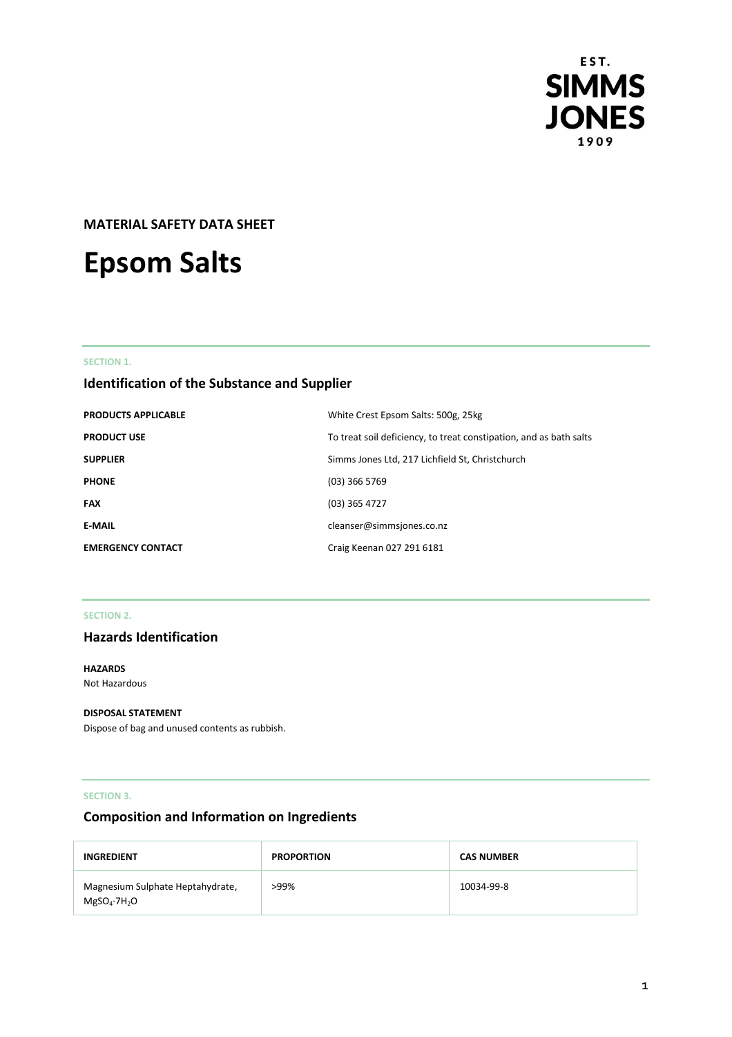EST.
SIMMS
JONES
1909

**MATERIAL SAFETY DATA SHEET**

# Epsom Salts

SECTION 1.

## Identification of the Substance and Supplier

| | |
|---|---|
| **PRODUCTS APPLICABLE** | White Crest Epsom Salts: 500g, 25kg |
| **PRODUCT USE** | To treat soil deficiency, to treat constipation, and as bath salts |
| **SUPPLIER** | Simms Jones Ltd, 217 Lichfield St, Christchurch |
| **PHONE** | (03) 366 5769 |
| **FAX** | (03) 365 4727 |
| **E-MAIL** | cleanser@simmsjones.co.nz |
| **EMERGENCY CONTACT** | Craig Keenan 027 291 6181 |

SECTION 2.

## Hazards Identification

**HAZARDS**
Not Hazardous

**DISPOSAL STATEMENT**
Dispose of bag and unused contents as rubbish.

SECTION 3.

## Composition and Information on Ingredients

| INGREDIENT | PROPORTION | CAS NUMBER |
|---|---|---|
| Magnesium Sulphate Heptahydrate, $MgSO_4 \cdot 7H_2O$ | >99% | 10034-99-8 |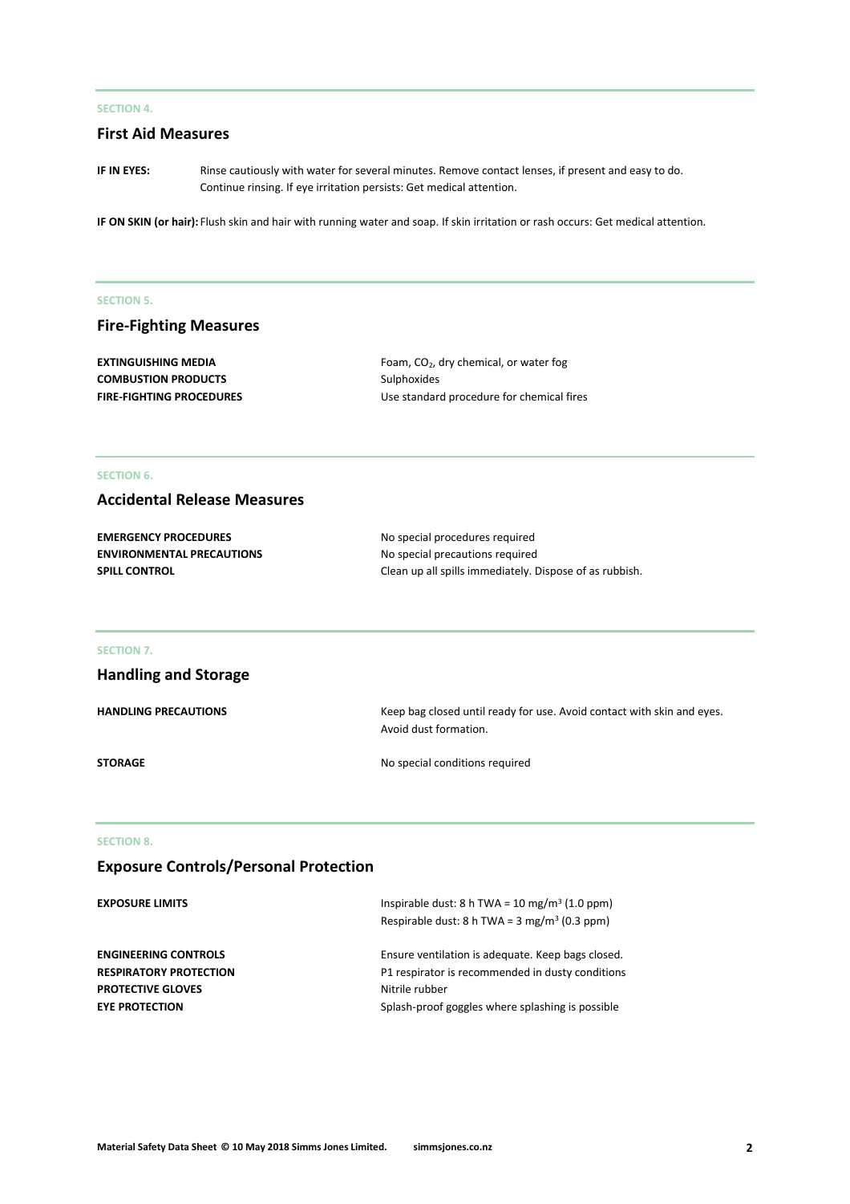SECTION 4.

## First Aid Measures

**IF IN EYES:** Rinse cautiously with water for several minutes. Remove contact lenses, if present and easy to do. Continue rinsing. If eye irritation persists: Get medical attention.

**IF ON SKIN (or hair):** Flush skin and hair with running water and soap. If skin irritation or rash occurs: Get medical attention.

SECTION 5.

## Fire-Fighting Measures

| | |
|---|---|
| **EXTINGUISHING MEDIA** | Foam, $CO_2$, dry chemical, or water fog |
| **COMBUSTION PRODUCTS** | Sulphoxides |
| **FIRE-FIGHTING PROCEDURES** | Use standard procedure for chemical fires |

SECTION 6.

## Accidental Release Measures

| | |
|---|---|
| **EMERGENCY PROCEDURES** | No special procedures required |
| **ENVIRONMENTAL PRECAUTIONS** | No special precautions required |
| **SPILL CONTROL** | Clean up all spills immediately. Dispose of as rubbish. |

SECTION 7.

## Handling and Storage

| | |
|---|---|
| **HANDLING PRECAUTIONS** | Keep bag closed until ready for use. Avoid contact with skin and eyes. Avoid dust formation. |
| **STORAGE** | No special conditions required |

SECTION 8.

## Exposure Controls/Personal Protection

| | |
|---|---|
| **EXPOSURE LIMITS** | Inspirable dust: 8 h TWA = 10 mg/m$^3$ (1.0 ppm)<br>Respirable dust: 8 h TWA = 3 mg/m$^3$ (0.3 ppm) |
| **ENGINEERING CONTROLS** | Ensure ventilation is adequate. Keep bags closed. |
| **RESPIRATORY PROTECTION** | P1 respirator is recommended in dusty conditions |
| **PROTECTIVE GLOVES** | Nitrile rubber |
| **EYE PROTECTION** | Splash-proof goggles where splashing is possible |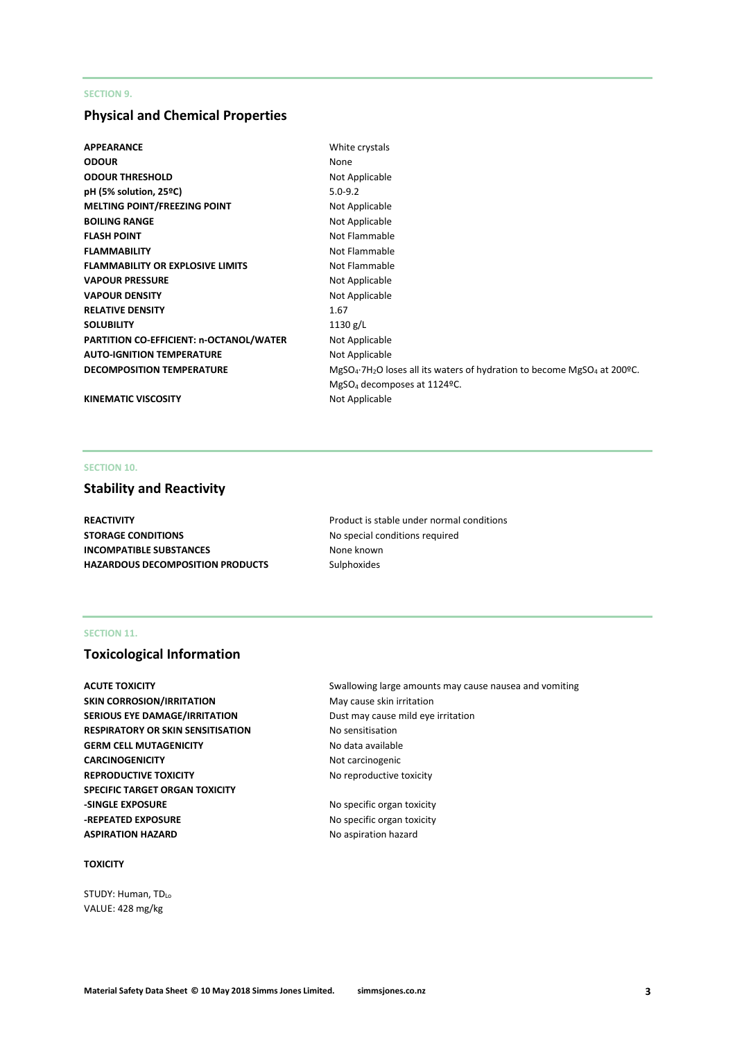SECTION 9.

## Physical and Chemical Properties

| | |
|---|---|
| **APPEARANCE** | White crystals |
| **ODOUR** | None |
| **ODOUR THRESHOLD** | Not Applicable |
| **pH (5% solution, 25ºC)** | 5.0-9.2 |
| **MELTING POINT/FREEZING POINT** | Not Applicable |
| **BOILING RANGE** | Not Applicable |
| **FLASH POINT** | Not Flammable |
| **FLAMMABILITY** | Not Flammable |
| **FLAMMABILITY OR EXPLOSIVE LIMITS** | Not Flammable |
| **VAPOUR PRESSURE** | Not Applicable |
| **VAPOUR DENSITY** | Not Applicable |
| **RELATIVE DENSITY** | 1.67 |
| **SOLUBILITY** | 1130 g/L |
| **PARTITION CO-EFFICIENT: n-OCTANOL/WATER** | Not Applicable |
| **AUTO-IGNITION TEMPERATURE** | Not Applicable |
| **DECOMPOSITION TEMPERATURE** | $MgSO_4 \cdot 7H_2O$ loses all its waters of hydration to become $MgSO_4$ at 200ºC. $MgSO_4$ decomposes at 1124ºC. |
| **KINEMATIC VISCOSITY** | Not Applicable |

SECTION 10.

## Stability and Reactivity

| | |
|---|---|
| **REACTIVITY** | Product is stable under normal conditions |
| **STORAGE CONDITIONS** | No special conditions required |
| **INCOMPATIBLE SUBSTANCES** | None known |
| **HAZARDOUS DECOMPOSITION PRODUCTS** | Sulphoxides |

SECTION 11.

## Toxicological Information

| | |
|---|---|
| **ACUTE TOXICITY** | Swallowing large amounts may cause nausea and vomiting |
| **SKIN CORROSION/IRRITATION** | May cause skin irritation |
| **SERIOUS EYE DAMAGE/IRRITATION** | Dust may cause mild eye irritation |
| **RESPIRATORY OR SKIN SENSITISATION** | No sensitisation |
| **GERM CELL MUTAGENICITY** | No data available |
| **CARCINOGENICITY** | Not carcinogenic |
| **REPRODUCTIVE TOXICITY** | No reproductive toxicity |
| **SPECIFIC TARGET ORGAN TOXICITY** | |
| **-SINGLE EXPOSURE** | No specific organ toxicity |
| **-REPEATED EXPOSURE** | No specific organ toxicity |
| **ASPIRATION HAZARD** | No aspiration hazard |

**TOXICITY**

STUDY: Human, $TD_{Lo}$
VALUE: 428 mg/kg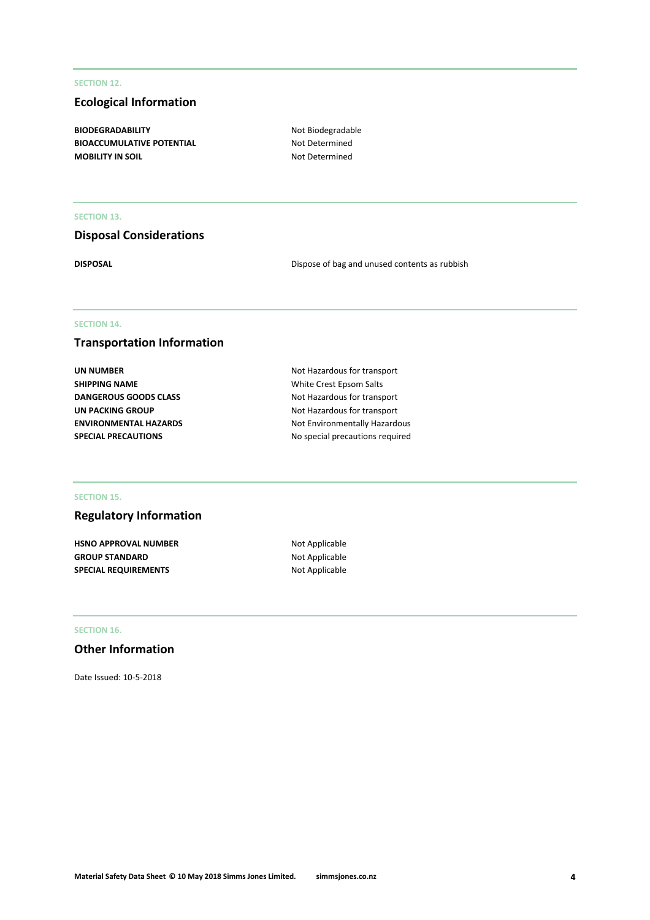SECTION 12.

## Ecological Information

| | |
|---|---|
| **BIODEGRADABILITY** | Not Biodegradable |
| **BIOACCUMULATIVE POTENTIAL** | Not Determined |
| **MOBILITY IN SOIL** | Not Determined |

SECTION 13.

## Disposal Considerations

| | |
|---|---|
| **DISPOSAL** | Dispose of bag and unused contents as rubbish |

SECTION 14.

## Transportation Information

| | |
|---|---|
| **UN NUMBER** | Not Hazardous for transport |
| **SHIPPING NAME** | White Crest Epsom Salts |
| **DANGEROUS GOODS CLASS** | Not Hazardous for transport |
| **UN PACKING GROUP** | Not Hazardous for transport |
| **ENVIRONMENTAL HAZARDS** | Not Environmentally Hazardous |
| **SPECIAL PRECAUTIONS** | No special precautions required |

SECTION 15.

## Regulatory Information

| | |
|---|---|
| **HSNO APPROVAL NUMBER** | Not Applicable |
| **GROUP STANDARD** | Not Applicable |
| **SPECIAL REQUIREMENTS** | Not Applicable |

SECTION 16.

## Other Information

Date Issued: 10-5-2018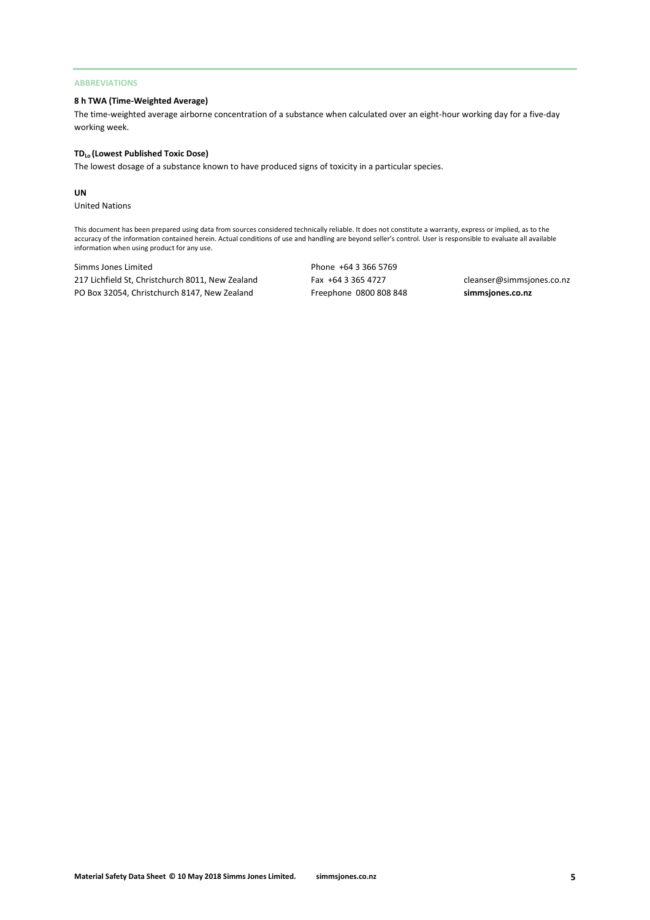## ABBREVIATIONS

**8 h TWA (Time-Weighted Average)**

The time-weighted average airborne concentration of a substance when calculated over an eight-hour working day for a five-day working week.

**$TD_{Lo}$ (Lowest Published Toxic Dose)**

The lowest dosage of a substance known to have produced signs of toxicity in a particular species.

**UN**

United Nations

This document has been prepared using data from sources considered technically reliable. It does not constitute a warranty, express or implied, as to the accuracy of the information contained herein. Actual conditions of use and handling are beyond seller's control. User is responsible to evaluate all available information when using product for any use.

Simms Jones Limited
217 Lichfield St, Christchurch 8011, New Zealand
PO Box 32054, Christchurch 8147, New Zealand

Phone +64 3 366 5769
Fax +64 3 365 4727
Freephone 0800 808 848

cleanser@simmsjones.co.nz
**simmsjones.co.nz**